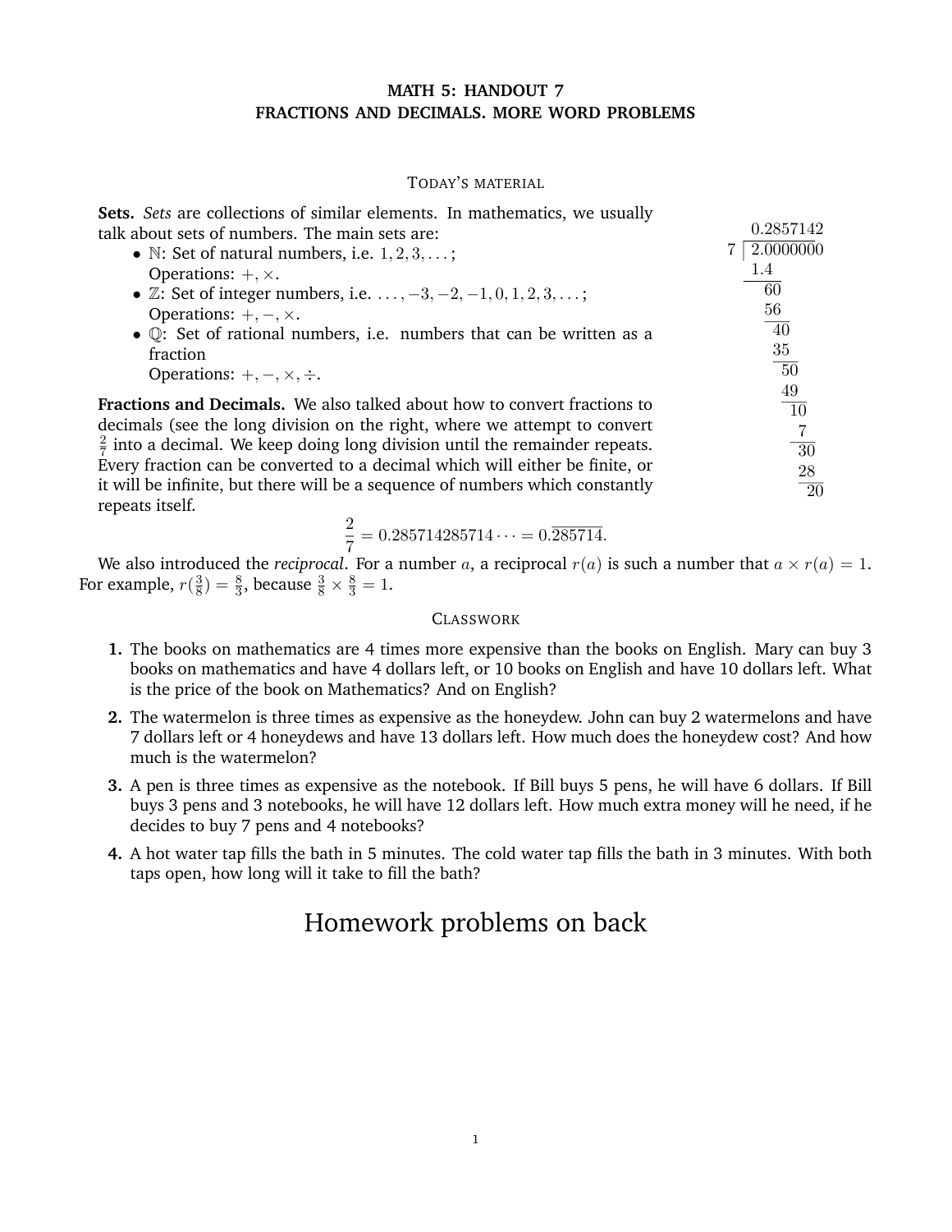# MATH 5: HANDOUT 7
# FRACTIONS AND DECIMALS. MORE WORD PROBLEMS

## TODAY'S MATERIAL

**Sets.** *Sets* are collections of similar elements. In mathematics, we usually talk about sets of numbers. The main sets are:

- $\mathbb{N}$: Set of natural numbers, i.e. $1, 2, 3, \ldots$;
  Operations: $+, \times$.
- $\mathbb{Z}$: Set of integer numbers, i.e. $\ldots, -3, -2, -1, 0, 1, 2, 3, \ldots$;
  Operations: $+, -, \times$.
- $\mathbb{Q}$: Set of rational numbers, i.e. numbers that can be written as a fraction
  Operations: $+, -, \times, \div$.

**Fractions and Decimals.** We also talked about how to convert fractions to decimals (see the long division on the right, where we attempt to convert $\frac{2}{7}$ into a decimal. We keep doing long division until the remainder repeats. Every fraction can be converted to a decimal which will either be finite, or it will be infinite, but there will be a sequence of numbers which constantly repeats itself.

$$\begin{array}{r}
0.2857142 \\
7\,\overline{)\,2.0000000} \\
\underline{1.4\phantom{00000}} \\
60\phantom{0000} \\
\underline{56\phantom{0000}} \\
40\phantom{000} \\
\underline{35\phantom{000}} \\
50\phantom{00} \\
\underline{49\phantom{00}} \\
10\phantom{0} \\
\underline{7\phantom{0}} \\
30\phantom{0} \\
\underline{28\phantom{0}} \\
20
\end{array}$$

$$\frac{2}{7} = 0.285714285714\cdots = 0.\overline{285714}.$$

We also introduced the *reciprocal*. For a number $a$, a reciprocal $r(a)$ is such a number that $a \times r(a) = 1$. For example, $r(\frac{3}{8}) = \frac{8}{3}$, because $\frac{3}{8} \times \frac{8}{3} = 1$.

## CLASSWORK

**1.** The books on mathematics are 4 times more expensive than the books on English. Mary can buy 3 books on mathematics and have 4 dollars left, or 10 books on English and have 10 dollars left. What is the price of the book on Mathematics? And on English?

**2.** The watermelon is three times as expensive as the honeydew. John can buy 2 watermelons and have 7 dollars left or 4 honeydews and have 13 dollars left. How much does the honeydew cost? And how much is the watermelon?

**3.** A pen is three times as expensive as the notebook. If Bill buys 5 pens, he will have 6 dollars. If Bill buys 3 pens and 3 notebooks, he will have 12 dollars left. How much extra money will he need, if he decides to buy 7 pens and 4 notebooks?

**4.** A hot water tap fills the bath in 5 minutes. The cold water tap fills the bath in 3 minutes. With both taps open, how long will it take to fill the bath?

# Homework problems on back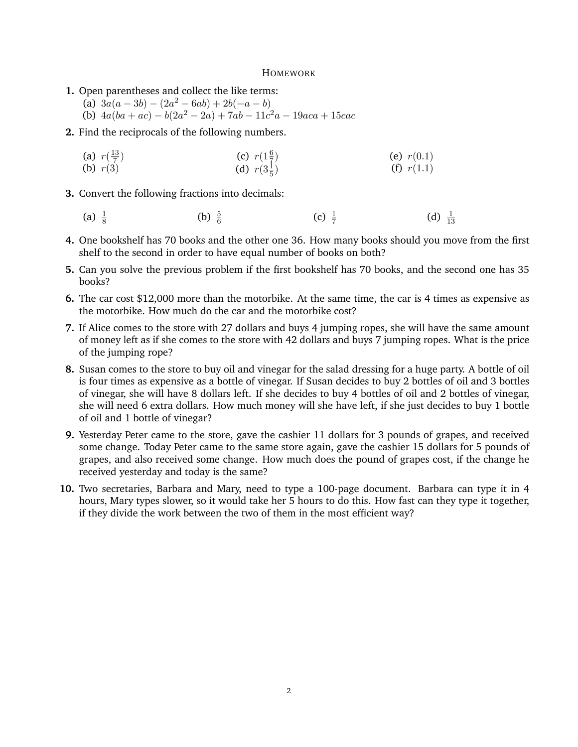## Homework

1. Open parentheses and collect the like terms:
   (a) $3a(a-3b)-(2a^2-6ab)+2b(-a-b)$
   (b) $4a(ba+ac)-b(2a^2-2a)+7ab-11c^2a-19aca+15cac$

2. Find the reciprocals of the following numbers.

   (a) $r(\frac{13}{7})$
   (b) $r(3)$
   (c) $r(1\frac{6}{7})$
   (d) $r(3\frac{1}{5})$
   (e) $r(0.1)$
   (f) $r(1.1)$

3. Convert the following fractions into decimals:

   (a) $\frac{1}{8}$
   (b) $\frac{5}{6}$
   (c) $\frac{1}{7}$
   (d) $\frac{1}{13}$

4. One bookshelf has 70 books and the other one 36. How many books should you move from the first shelf to the second in order to have equal number of books on both?

5. Can you solve the previous problem if the first bookshelf has 70 books, and the second one has 35 books?

6. The car cost $12,000 more than the motorbike. At the same time, the car is 4 times as expensive as the motorbike. How much do the car and the motorbike cost?

7. If Alice comes to the store with 27 dollars and buys 4 jumping ropes, she will have the same amount of money left as if she comes to the store with 42 dollars and buys 7 jumping ropes. What is the price of the jumping rope?

8. Susan comes to the store to buy oil and vinegar for the salad dressing for a huge party. A bottle of oil is four times as expensive as a bottle of vinegar. If Susan decides to buy 2 bottles of oil and 3 bottles of vinegar, she will have 8 dollars left. If she decides to buy 4 bottles of oil and 2 bottles of vinegar, she will need 6 extra dollars. How much money will she have left, if she just decides to buy 1 bottle of oil and 1 bottle of vinegar?

9. Yesterday Peter came to the store, gave the cashier 11 dollars for 3 pounds of grapes, and received some change. Today Peter came to the same store again, gave the cashier 15 dollars for 5 pounds of grapes, and also received some change. How much does the pound of grapes cost, if the change he received yesterday and today is the same?

10. Two secretaries, Barbara and Mary, need to type a 100-page document. Barbara can type it in 4 hours, Mary types slower, so it would take her 5 hours to do this. How fast can they type it together, if they divide the work between the two of them in the most efficient way?